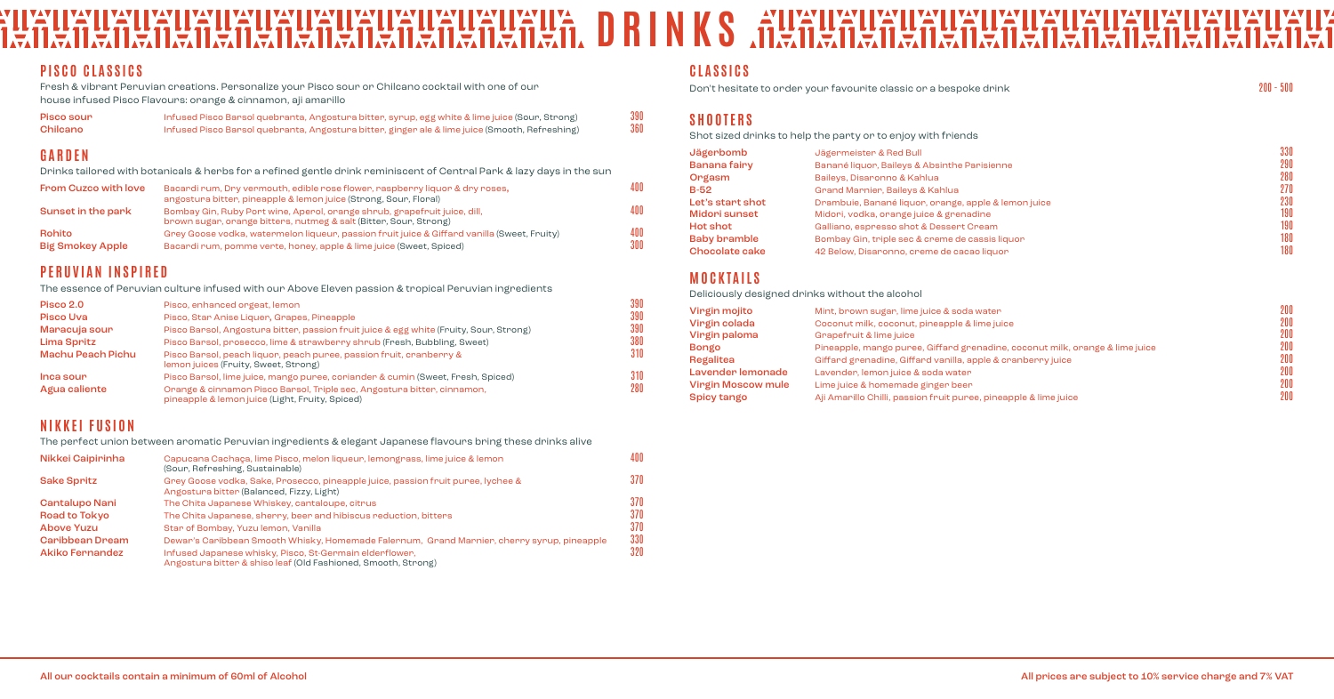# DRINKS

## PISCO CLASSICS

Fresh & vibrant Peruvian creations. Personalize your Pisco sour or Chilcano cocktail with one of our house infused Pisco Flavours: orange & cinnamon, aji amarillo

| Drink | Description | Price |
|---|---|---|
| Pisco sour | Infused Pisco Barsol quebranta, Angostura bitter, syrup, egg white & lime juice (Sour, Strong) | 390 |
| Chilcano | Infused Pisco Barsol quebranta, Angostura bitter, ginger ale & lime juice (Smooth, Refreshing) | 360 |

## GARDEN

Drinks tailored with botanicals & herbs for a refined gentle drink reminiscent of Central Park & lazy days in the sun

| Drink | Description | Price |
|---|---|---|
| From Cuzco with love | Bacardi rum, Dry vermouth, edible rose flower, raspberry liquor & dry roses, angostura bitter, pineapple & lemon juice (Strong, Sour, Floral) | 400 |
| Sunset in the park | Bombay Gin, Ruby Port wine, Aperol, orange shrub, grapefruit juice, dill, brown sugar, orange bitters, nutmeg & salt (Bitter, Sour, Strong) | 400 |
| Rohito | Grey Goose vodka, watermelon liqueur, passion fruit juice & Giffard vanilla (Sweet, Fruity) | 400 |
| Big Smokey Apple | Bacardi rum, pomme verte, honey, apple & lime juice (Sweet, Spiced) | 300 |

## PERUVIAN INSPIRED

The essence of Peruvian culture infused with our Above Eleven passion & tropical Peruvian ingredients

| Drink | Description | Price |
|---|---|---|
| Pisco 2.0 | Pisco, enhanced orgeat, lemon | 390 |
| Pisco Uva | Pisco, Star Anise Liquer, Grapes, Pineapple | 390 |
| Maracuja sour | Pisco Barsol, Angostura bitter, passion fruit juice & egg white (Fruity, Sour, Strong) | 390 |
| Lima Spritz | Pisco Barsol, prosecco, lime & strawberry shrub (Fresh, Bubbling, Sweet) | 380 |
| Machu Peach Pichu | Pisco Barsol, peach liquor, peach puree, passion fruit, cranberry & lemon juices (Fruity, Sweet, Strong) | 310 |
| Inca sour | Pisco Barsol, lime juice, mango puree, coriander & cumin (Sweet, Fresh, Spiced) | 310 |
| Agua caliente | Orange & cinnamon Pisco Barsol, Triple sec, Angostura bitter, cinnamon, pineapple & lemon juice (Light, Fruity, Spiced) | 280 |

## NIKKEI FUSION

The perfect union between aromatic Peruvian ingredients & elegant Japanese flavours bring these drinks alive

| Drink | Description | Price |
|---|---|---|
| Nikkei Caipirinha | Capucana Cachaça, lime Pisco, melon liqueur, lemongrass, lime juice & lemon (Sour, Refreshing, Sustainable) | 400 |
| Sake Spritz | Grey Goose vodka, Sake, Prosecco, pineapple juice, passion fruit puree, lychee & Angostura bitter (Balanced, Fizzy, Light) | 370 |
| Cantalupo Nani | The Chita Japanese Whiskey, cantaloupe, citrus | 370 |
| Road to Tokyo | The Chita Japanese, sherry, beer and hibiscus reduction, bitters | 370 |
| Above Yuzu | Star of Bombay, Yuzu lemon, Vanilla | 370 |
| Caribbean Dream | Dewar's Caribbean Smooth Whisky, Homemade Falernum, Grand Marnier, cherry syrup, pineapple | 330 |
| Akiko Fernandez | Infused Japanese whisky, Pisco, St-Germain elderflower, Angostura bitter & shiso leaf (Old Fashioned, Smooth, Strong) | 320 |

## CLASSICS

Don't hesitate to order your favourite classic or a bespoke drink — 200 - 500

## SHOOTERS

Shot sized drinks to help the party or to enjoy with friends

| Drink | Description | Price |
|---|---|---|
| Jägerbomb | Jägermeister & Red Bull | 330 |
| Banana fairy | Banané liquor, Baileys & Absinthe Parisienne | 290 |
| Orgasm | Baileys, Disaronno & Kahlua | 280 |
| B-52 | Grand Marnier, Baileys & Kahlua | 270 |
| Let's start shot | Drambuie, Banané liquor, orange, apple & lemon juice | 230 |
| Midori sunset | Midori, vodka, orange juice & grenadine | 190 |
| Hot shot | Galliano, espresso shot & Dessert Cream | 190 |
| Baby bramble | Bombay Gin, triple sec & creme de cassis liquor | 180 |
| Chocolate cake | 42 Below, Disaronno, creme de cacao liquor | 180 |

## MOCKTAILS

Deliciously designed drinks without the alcohol

| Drink | Description | Price |
|---|---|---|
| Virgin mojito | Mint, brown sugar, lime juice & soda water | 200 |
| Virgin colada | Coconut milk, coconut, pineapple & lime juice | 200 |
| Virgin paloma | Grapefruit & lime juice | 200 |
| Bongo | Pineapple, mango puree, Giffard grenadine, coconut milk, orange & lime juice | 200 |
| Regalitea | Giffard grenadine, Giffard vanilla, apple & cranberry juice | 200 |
| Lavender lemonade | Lavender, lemon juice & soda water | 200 |
| Virgin Moscow mule | Lime juice & homemade ginger beer | 200 |
| Spicy tango | Aji Amarillo Chilli, passion fruit puree, pineapple & lime juice | 200 |

All our cocktails contain a minimum of 60ml of Alcohol

All prices are subject to 10% service charge and 7% VAT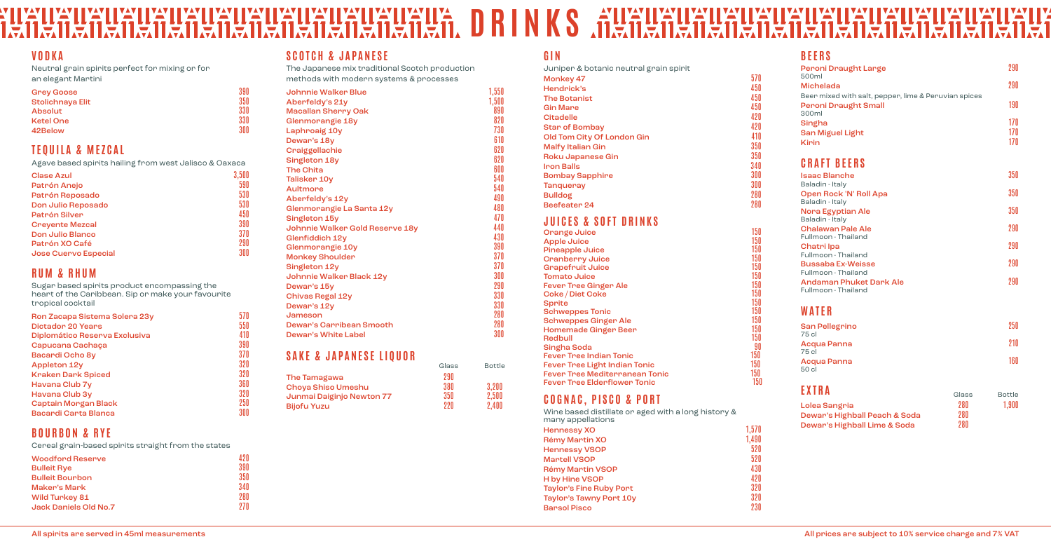# DRINKS

## VODKA

Neutral grain spirits perfect for mixing or for an elegant Martini

| Item | Price |
|---|---|
| Grey Goose | 390 |
| Stolichnaya Elit | 350 |
| Absolut | 330 |
| Ketel One | 330 |
| 42Below | 300 |

## TEQUILA & MEZCAL

Agave based spirits hailing from west Jalisco & Oaxaca

| Item | Price |
|---|---|
| Clase Azul | 3,500 |
| Patrón Anejo | 590 |
| Patrón Reposado | 530 |
| Don Julio Reposado | 530 |
| Patrón Silver | 450 |
| Creyente Mezcal | 390 |
| Don Julio Blanco | 370 |
| Patrón XO Café | 290 |
| Jose Cuervo Especial | 300 |

## RUM & RHUM

Sugar based spirits product encompassing the heart of the Caribbean. Sip or make your favourite tropical cocktail

| Item | Price |
|---|---|
| Ron Zacapa Sistema Solera 23y | 570 |
| Dictador 20 Years | 550 |
| Diplomático Reserva Exclusiva | 410 |
| Capucana Cachaça | 390 |
| Bacardi Ocho 8y | 370 |
| Appleton 12y | 320 |
| Kraken Dark Spiced | 320 |
| Havana Club 7y | 360 |
| Havana Club 3y | 320 |
| Captain Morgan Black | 250 |
| Bacardi Carta Blanca | 300 |

## BOURBON & RYE

Cereal grain-based spirits straight from the states

| Item | Price |
|---|---|
| Woodford Reserve | 420 |
| Bulleit Rye | 390 |
| Bulleit Bourbon | 350 |
| Maker's Mark | 340 |
| Wild Turkey 81 | 280 |
| Jack Daniels Old No.7 | 270 |

## SCOTCH & JAPANESE

The Japanese mix traditional Scotch production methods with modern systems & processes

| Item | Price |
|---|---|
| Johnnie Walker Blue | 1,550 |
| Aberfeldy's 21y | 1,500 |
| Macallan Sherry Oak | 890 |
| Glenmorangie 18y | 820 |
| Laphroaig 10y | 730 |
| Dewar's 18y | 610 |
| Craiggellachie | 620 |
| Singleton 18y | 620 |
| The Chita | 600 |
| Talisker 10y | 540 |
| Aultmore | 540 |
| Aberfeldy's 12y | 490 |
| Glenmorangie La Santa 12y | 480 |
| Singleton 15y | 470 |
| Johnnie Walker Gold Reserve 18y | 440 |
| Glenfiddich 12y | 430 |
| Glenmorangie 10y | 390 |
| Monkey Shoulder | 370 |
| Singleton 12y | 370 |
| Johnnie Walker Black 12y | 300 |
| Dewar's 15y | 290 |
| Chivas Regal 12y | 330 |
| Dewar's 12y | 330 |
| Jameson | 280 |
| Dewar's Carribean Smooth | 280 |
| Dewar's White Label | 300 |

## SAKE & JAPANESE LIQUOR

| Item | Glass | Bottle |
|---|---|---|
| The Tamagawa | 290 | |
| Choya Shiso Umeshu | 380 | 3,200 |
| Junmai Daiginjo Newton 77 | 350 | 2,500 |
| Bijofu Yuzu | 220 | 2,400 |

## GIN

Juniper & botanic neutral grain spirit

| Item | Price |
|---|---|
| Monkey 47 | 570 |
| Hendrick's | 450 |
| The Botanist | 450 |
| Gin Mare | 450 |
| Citadelle | 420 |
| Star of Bombay | 420 |
| Old Tom City Of London Gin | 410 |
| Malfy Italian Gin | 350 |
| Roku Japanese Gin | 350 |
| Iron Balls | 340 |
| Bombay Sapphire | 300 |
| Tanqueray | 300 |
| Bulldog | 280 |
| Beefeater 24 | 280 |

## JUICES & SOFT DRINKS

| Item | Price |
|---|---|
| Orange Juice | 150 |
| Apple Juice | 150 |
| Pineapple Juice | 150 |
| Cranberry Juice | 150 |
| Grapefruit Juice | 150 |
| Tomato Juice | 150 |
| Fever Tree Ginger Ale | 150 |
| Coke / Diet Coke | 150 |
| Sprite | 150 |
| Schweppes Tonic | 150 |
| Schweppes Ginger Ale | 150 |
| Homemade Ginger Beer | 150 |
| Redbull | 150 |
| Singha Soda | 90 |
| Fever Tree Indian Tonic | 150 |
| Fever Tree Light Indian Tonic | 150 |
| Fever Tree Mediterranean Tonic | 150 |
| Fever Tree Elderflower Tonic | 150 |

## COGNAC, PISCO & PORT

Wine based distillate or aged with a long history & many appellations

| Item | Price |
|---|---|
| Hennessy XO | 1,570 |
| Rémy Martin XO | 1,490 |
| Hennessy VSOP | 520 |
| Martell VSOP | 520 |
| Rémy Martin VSOP | 430 |
| H by Hine VSOP | 420 |
| Taylor's Fine Ruby Port | 320 |
| Taylor's Tawny Port 10y | 320 |
| Barsol Pisco | 230 |

## BEERS

| Item | Price |
|---|---|
| Peroni Draught Large<br>500ml | 290 |
| Michelada<br>Beer mixed with salt, pepper, lime & Peruvian spices | 290 |
| Peroni Draught Small<br>300ml | 190 |
| Singha | 170 |
| San Miguel Light | 170 |
| Kirin | 170 |

## CRAFT BEERS

| Item | Price |
|---|---|
| Isaac Blanche<br>Baladin - Italy | 350 |
| Open Rock 'N' Roll Apa<br>Baladin - Italy | 350 |
| Nora Egyptian Ale<br>Baladin - Italy | 350 |
| Chalawan Pale Ale<br>Fullmoon - Thailand | 290 |
| Chatri Ipa<br>Fullmoon - Thailand | 290 |
| Bussaba Ex-Weisse<br>Fullmoon - Thailand | 290 |
| Andaman Phuket Dark Ale<br>Fullmoon - Thailand | 290 |

## WATER

| Item | Price |
|---|---|
| San Pellegrino<br>75 cl | 250 |
| Acqua Panna<br>75 cl | 210 |
| Acqua Panna<br>50 cl | 160 |

## EXTRA

| Item | Glass | Bottle |
|---|---|---|
| Lolea Sangria | 280 | 1,900 |
| Dewar's Highball Peach & Soda | 280 | |
| Dewar's Highball Lime & Soda | 280 | |

All spirits are served in 45ml measurements

All prices are subject to 10% service charge and 7% VAT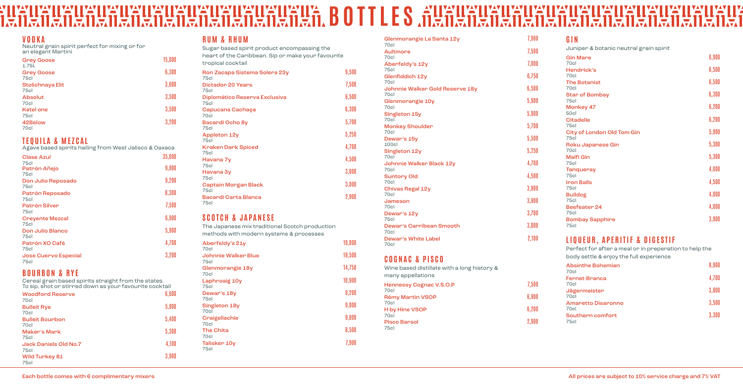# BOTTLES

## VODKA

Neutral grain spirit perfect for mixing or for an elegant Martini

| Item | Price |
|---|---|
| Grey Goose 1.75L | 15,000 |
| Grey Goose 75cl | 6,300 |
| Stolichnaya Elit 75cl | 3,600 |
| Absolut 70cl | 3,500 |
| Ketel one 75cl | 3,500 |
| 42Below 70cl | 3,200 |

## TEQUILA & MEZCAL

Agave based spirits hailing from West Jalisco & Oaxaca

| Item | Price |
|---|---|
| Clase Azul 75cl | 35,000 |
| Patrón Añejo 75cl | 9,900 |
| Don Julio Reposado 75cl | 9,200 |
| Patrón Reposado 75cl | 8,300 |
| Patrón Silver 75cl | 7,500 |
| Creyente Mezcal 75cl | 6,900 |
| Don Julio Blanco 75cl | 5,900 |
| Patrón XO Café 75cl | 4,700 |
| Jose Cuervo Especial 75cl | 3,200 |

## BOURBON & RYE

Cereal grain based spirits straight from the states. To sip, shot or stirred down as your favourite cocktail

| Item | Price |
|---|---|
| Woodford Reserve 70cl | 6,600 |
| Bulleit Rye 70cl | 5,900 |
| Bulleit Bourbon 70cl | 5,400 |
| Maker's Mark 75cl | 5,300 |
| Jack Daniels Old No.7 75cl | 4,100 |
| Wild Turkey 81 75cl | 3,900 |

## RUM & RHUM

Sugar based spirit product encompassing the heart of the Caribbean. Sip or make your favourite tropical cocktail

| Item | Price |
|---|---|
| Ron Zacapa Sistema Solera 23y 75cl | 9,500 |
| Dictador 20 Years 75cl | 7,500 |
| Diplomático Reserva Exclusiva 75cl | 6,500 |
| Capucana Cachaça 70cl | 6,300 |
| Bacardi Ocho 8y 75cl | 5,700 |
| Appleton 12y 75cl | 5,250 |
| Kraken Dark Spiced 75cl | 4,700 |
| Havana 7y 75cl | 4,500 |
| Havana 3y 75cl | 3,000 |
| Captain Morgan Black 75cl | 3,000 |
| Bacardi Carta Blanca 75cl | 2,900 |

## SCOTCH & JAPANESE

The Japanese mix traditional Scotch production methods with modern systems & processes

| Item | Price |
|---|---|
| Aberfeldy's 21y 70cl | 19,000 |
| Johnnie Walker Blue 75cl | 18,500 |
| Glenmorangie 18y 70cl | 14,750 |
| Laphroaig 10y 75cl | 10,900 |
| Dewar's 18y 75cl | 9,200 |
| Singleton 18y 70cl | 9,000 |
| Craigellachie 70cl | 9,000 |
| The Chita 70cl | 8,500 |
| Talisker 10y 75cl | 7,900 |
| Glenmorangie La Santa 12y 70cl | 7,900 |
| Aultmore 70cl | 7,500 |
| Aberfeldy's 12y 75cl | 7,000 |
| Glenfiddich 12y 70cl | 6,750 |
| Johnnie Walker Gold Reserve 18y 70cl | 6,500 |
| Glenmorangie 10y 70cl | 5,900 |
| Singleton 15y 70cl | 5,900 |
| Monkey Shoulder 70cl | 5,700 |
| Dewar's 15y 100cl | 5,500 |
| Singleton 12y 70cl | 5,250 |
| Johnnie Walker Black 12y 70cl | 4,700 |
| Suntory Old 70cl | 4,500 |
| Chivas Regal 12y 70cl | 3,900 |
| Jameson 70cl | 3,900 |
| Dewar's 12y 75cl | 3,700 |
| Dewar's Carribean Smooth 70cl | 3,000 |
| Dewar's White Label 70cl | 2,100 |

## COGNAC & PISCO

Wine based distillate with a long history & many appellations

| Item | Price |
|---|---|
| Hennessy Cognac V.S.O.P 70cl | 7,500 |
| Rémy Martin VSOP 70cl | 6,900 |
| H by Hine VSOP 70cl | 6,200 |
| Pisco Barsol 75cl | 2,900 |

## GIN

Juniper & botanic neutral grain spirit

| Item | Price |
|---|---|
| Gin Mare 70cl | 6,900 |
| Hendrick's 70cl | 6,500 |
| The Botanist 70cl | 6,500 |
| Star of Bombay 75cl | 6,300 |
| Monkey 47 50cl | 6,200 |
| Citadelle 75cl | 6,200 |
| City of London Old Tom Gin 75cl | 5,900 |
| Roku Japanese Gin 70cl | 5,300 |
| Malfi Gin 75cl | 5,300 |
| Tanqueray 75cl | 4,000 |
| Iron Balls 75cl | 4,500 |
| Bulldog 75cl | 4,000 |
| Beefeater 24 75cl | 4,000 |
| Bombay Sapphire 75cl | 3,900 |

## LIQUEUR, APERITIF & DIGESTIF

Perfect for after a meal or in preperation to help the body settle & enjoy the full experience

| Item | Price |
|---|---|
| Absinthe Bohemian 70cl | 8,900 |
| Fernet-Branca 70cl | 4,700 |
| Jägermeister 70cl | 3,800 |
| Amaretto Disaronno 70cl | 3,500 |
| Southern comfort 75cl | 3,300 |

Each bottle comes with 6 complimentary mixers

All prices are subject to 10% service charge and 7% VAT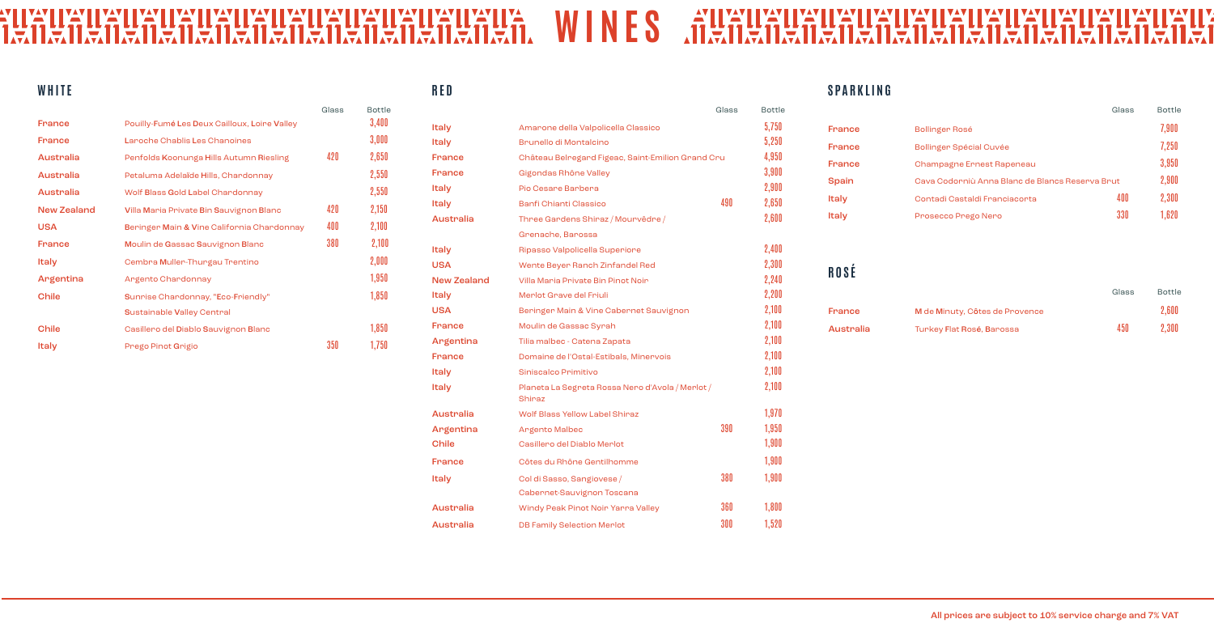# WINES

## WHITE

| | | Glass | Bottle |
|---|---|---|---|
| France | Pouilly-Fumé Les Deux Cailloux, Loire Valley | | 3,400 |
| France | Laroche Chablis Les Chanoines | | 3,000 |
| Australia | Penfolds Koonunga Hills Autumn Riesling | 420 | 2,650 |
| Australia | Petaluma Adelaïde Hills, Chardonnay | | 2,550 |
| Australia | Wolf Blass Gold Label Chardonnay | | 2,550 |
| New Zealand | Villa Maria Private Bin Sauvignon Blanc | 420 | 2,150 |
| USA | Beringer Main & Vine California Chardonnay | 400 | 2,100 |
| France | Moulin de Gassac Sauvignon Blanc | 380 | 2,100 |
| Italy | Cembra Muller-Thurgau Trentino | | 2,000 |
| Argentina | Argento Chardonnay | | 1,950 |
| Chile | Sunrise Chardonnay, "Eco-Friendly" Sustainable Valley Central | | 1,850 |
| Chile | Casillero del Diablo Sauvignon Blanc | | 1,850 |
| Italy | Prego Pinot Grigio | 350 | 1,750 |

## RED

| | | Glass | Bottle |
|---|---|---|---|
| Italy | Amarone della Valpolicella Classico | | 5,750 |
| Italy | Brunello di Montalcino | | 5,250 |
| France | Château Belregard Figeac, Saint-Emilion Grand Cru | | 4,950 |
| France | Gigondas Rhône Valley | | 3,900 |
| Italy | Pio Cesare Barbera | | 2,900 |
| Italy | Banfi Chianti Classico | 490 | 2,650 |
| Australia | Three Gardens Shiraz / Mourvèdre / Grenache, Barossa | | 2,600 |
| Italy | Ripasso Valpolicella Superiore | | 2,400 |
| USA | Wente Beyer Ranch Zinfandel Red | | 2,300 |
| New Zealand | Villa Maria Private Bin Pinot Noir | | 2,240 |
| Italy | Merlot Grave del Friuli | | 2,200 |
| USA | Beringer Main & Vine Cabernet Sauvignon | | 2,100 |
| France | Moulin de Gassac Syrah | | 2,100 |
| Argentina | Tilia malbec - Catena Zapata | | 2,100 |
| France | Domaine de l'Ostal-Estibals, Minervois | | 2,100 |
| Italy | Siniscalco Primitivo | | 2,100 |
| Italy | Planeta La Segreta Rossa Nero d'Avola / Merlot / Shiraz | | 2,100 |
| Australia | Wolf Blass Yellow Label Shiraz | | 1,970 |
| Argentina | Argento Malbec | 390 | 1,950 |
| Chile | Casillero del Diablo Merlot | | 1,900 |
| France | Côtes du Rhône Gentilhomme | | 1,900 |
| Italy | Col di Sasso, Sangiovese / Cabernet-Sauvignon Toscana | 380 | 1,900 |
| Australia | Windy Peak Pinot Noir Yarra Valley | 360 | 1,800 |
| Australia | DB Family Selection Merlot | 300 | 1,520 |

## SPARKLING

| | | Glass | Bottle |
|---|---|---|---|
| France | Bollinger Rosé | | 7,900 |
| France | Bollinger Spécial Cuvée | | 7,250 |
| France | Champagne Ernest Rapeneau | | 3,950 |
| Spain | Cava Codorniù Anna Blanc de Blancs Reserva Brut | | 2,900 |
| Italy | Contadi Castaldi Franciacorta | 400 | 2,300 |
| Italy | Prosecco Prego Nero | 330 | 1,620 |

## ROSÉ

| | | Glass | Bottle |
|---|---|---|---|
| France | M de Minuty, Côtes de Provence | | 2,600 |
| Australia | Turkey Flat Rosé, Barossa | 450 | 2,300 |

**All prices are subject to 10% service charge and 7% VAT**